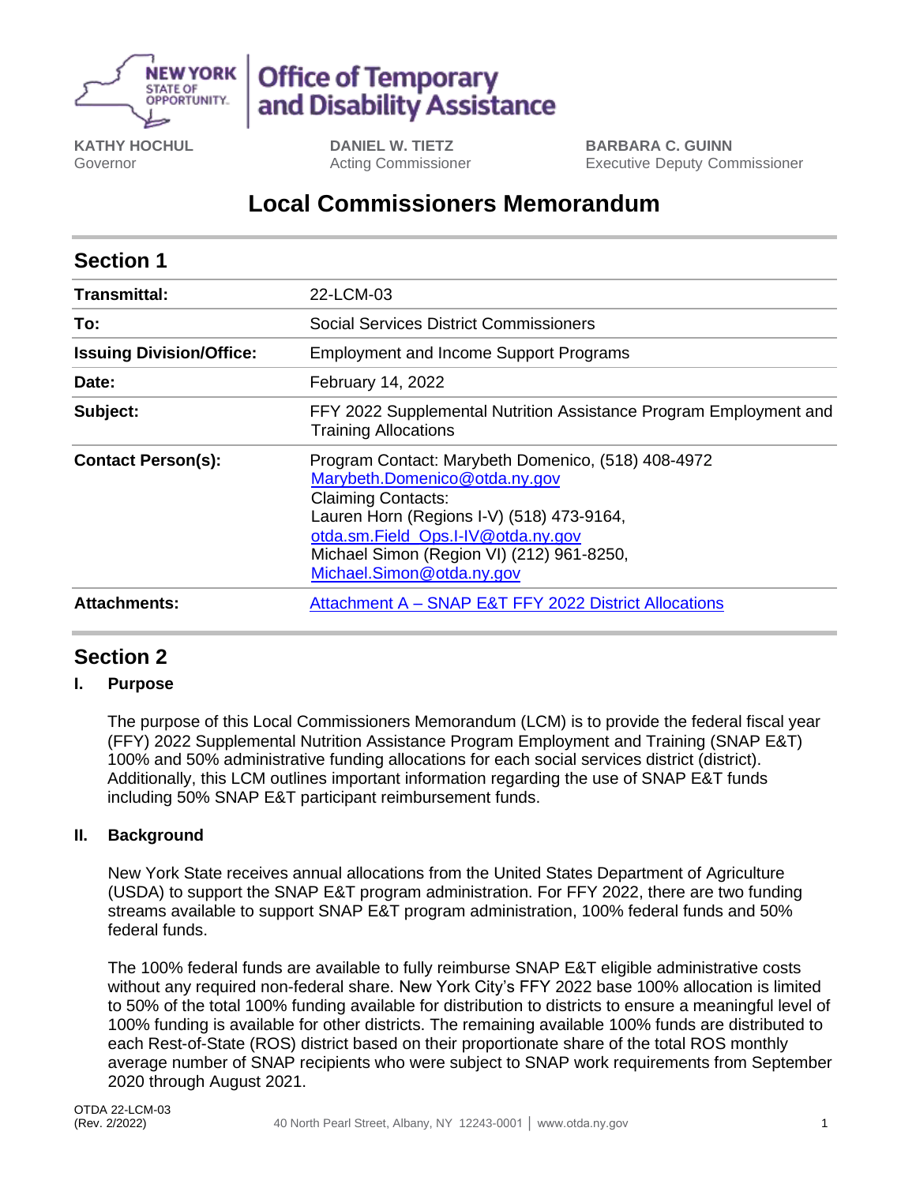NEW YORK STATE OF OPPORTUNITY | **Office of Temporary and Disability Assistance**

**KATHY HOCHUL**
Governor

**DANIEL W. TIETZ**
Acting Commissioner

**BARBARA C. GUINN**
Executive Deputy Commissioner

# Local Commissioners Memorandum

## Section 1

| | |
|---|---|
| **Transmittal:** | 22-LCM-03 |
| **To:** | Social Services District Commissioners |
| **Issuing Division/Office:** | Employment and Income Support Programs |
| **Date:** | February 14, 2022 |
| **Subject:** | FFY 2022 Supplemental Nutrition Assistance Program Employment and Training Allocations |
| **Contact Person(s):** | Program Contact: Marybeth Domenico, (518) 408-4972 Marybeth.Domenico@otda.ny.gov Claiming Contacts: Lauren Horn (Regions I-V) (518) 473-9164, otda.sm.Field_Ops.I-IV@otda.ny.gov Michael Simon (Region VI) (212) 961-8250, Michael.Simon@otda.ny.gov |
| **Attachments:** | Attachment A – SNAP E&T FFY 2022 District Allocations |

## Section 2

### I. Purpose

The purpose of this Local Commissioners Memorandum (LCM) is to provide the federal fiscal year (FFY) 2022 Supplemental Nutrition Assistance Program Employment and Training (SNAP E&T) 100% and 50% administrative funding allocations for each social services district (district). Additionally, this LCM outlines important information regarding the use of SNAP E&T funds including 50% SNAP E&T participant reimbursement funds.

### II. Background

New York State receives annual allocations from the United States Department of Agriculture (USDA) to support the SNAP E&T program administration. For FFY 2022, there are two funding streams available to support SNAP E&T program administration, 100% federal funds and 50% federal funds.

The 100% federal funds are available to fully reimburse SNAP E&T eligible administrative costs without any required non-federal share. New York City's FFY 2022 base 100% allocation is limited to 50% of the total 100% funding available for distribution to districts to ensure a meaningful level of 100% funding is available for other districts. The remaining available 100% funds are distributed to each Rest-of-State (ROS) district based on their proportionate share of the total ROS monthly average number of SNAP recipients who were subject to SNAP work requirements from September 2020 through August 2021.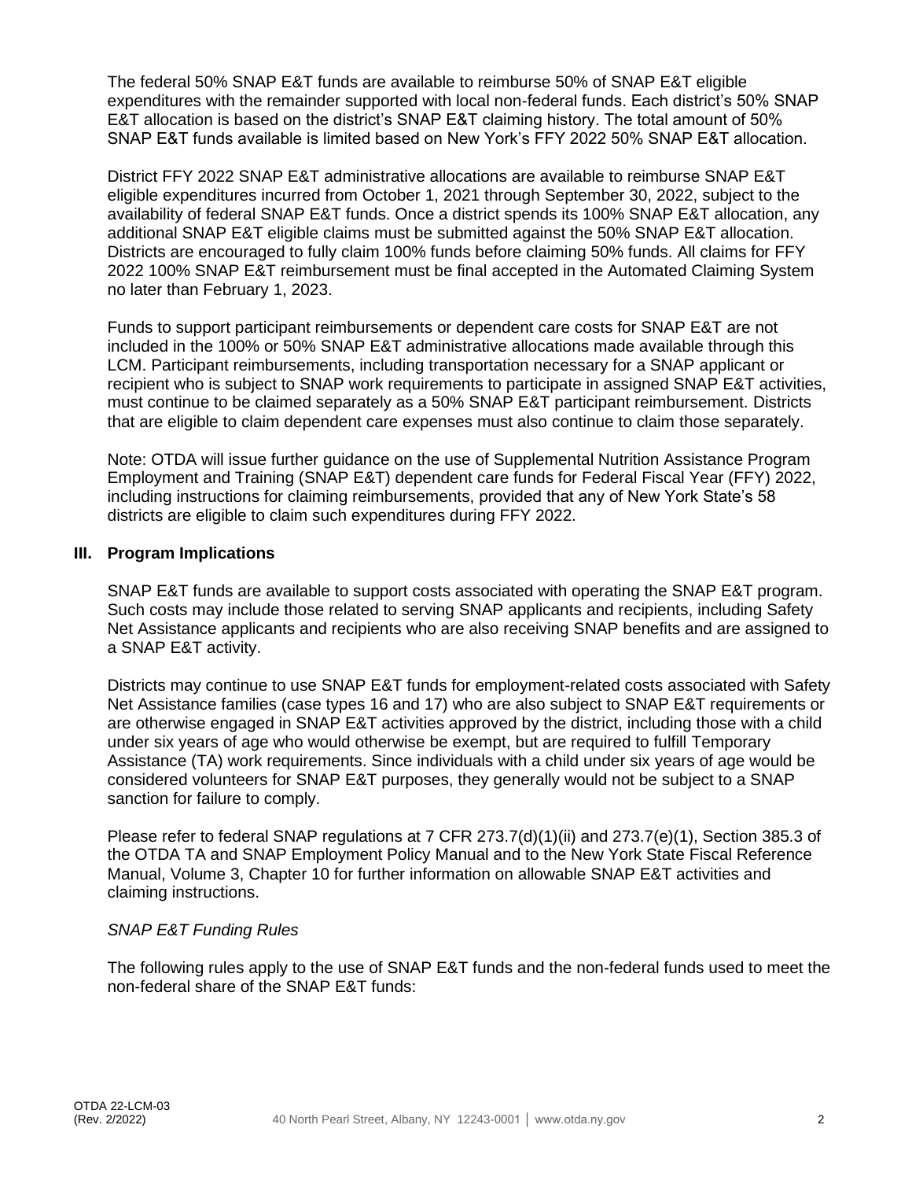The federal 50% SNAP E&T funds are available to reimburse 50% of SNAP E&T eligible expenditures with the remainder supported with local non-federal funds. Each district's 50% SNAP E&T allocation is based on the district's SNAP E&T claiming history. The total amount of 50% SNAP E&T funds available is limited based on New York's FFY 2022 50% SNAP E&T allocation.

District FFY 2022 SNAP E&T administrative allocations are available to reimburse SNAP E&T eligible expenditures incurred from October 1, 2021 through September 30, 2022, subject to the availability of federal SNAP E&T funds. Once a district spends its 100% SNAP E&T allocation, any additional SNAP E&T eligible claims must be submitted against the 50% SNAP E&T allocation. Districts are encouraged to fully claim 100% funds before claiming 50% funds. All claims for FFY 2022 100% SNAP E&T reimbursement must be final accepted in the Automated Claiming System no later than February 1, 2023.

Funds to support participant reimbursements or dependent care costs for SNAP E&T are not included in the 100% or 50% SNAP E&T administrative allocations made available through this LCM. Participant reimbursements, including transportation necessary for a SNAP applicant or recipient who is subject to SNAP work requirements to participate in assigned SNAP E&T activities, must continue to be claimed separately as a 50% SNAP E&T participant reimbursement. Districts that are eligible to claim dependent care expenses must also continue to claim those separately.

Note: OTDA will issue further guidance on the use of Supplemental Nutrition Assistance Program Employment and Training (SNAP E&T) dependent care funds for Federal Fiscal Year (FFY) 2022, including instructions for claiming reimbursements, provided that any of New York State's 58 districts are eligible to claim such expenditures during FFY 2022.

## III. Program Implications

SNAP E&T funds are available to support costs associated with operating the SNAP E&T program. Such costs may include those related to serving SNAP applicants and recipients, including Safety Net Assistance applicants and recipients who are also receiving SNAP benefits and are assigned to a SNAP E&T activity.

Districts may continue to use SNAP E&T funds for employment-related costs associated with Safety Net Assistance families (case types 16 and 17) who are also subject to SNAP E&T requirements or are otherwise engaged in SNAP E&T activities approved by the district, including those with a child under six years of age who would otherwise be exempt, but are required to fulfill Temporary Assistance (TA) work requirements. Since individuals with a child under six years of age would be considered volunteers for SNAP E&T purposes, they generally would not be subject to a SNAP sanction for failure to comply.

Please refer to federal SNAP regulations at 7 CFR 273.7(d)(1)(ii) and 273.7(e)(1), Section 385.3 of the OTDA TA and SNAP Employment Policy Manual and to the New York State Fiscal Reference Manual, Volume 3, Chapter 10 for further information on allowable SNAP E&T activities and claiming instructions.

*SNAP E&T Funding Rules*

The following rules apply to the use of SNAP E&T funds and the non-federal funds used to meet the non-federal share of the SNAP E&T funds: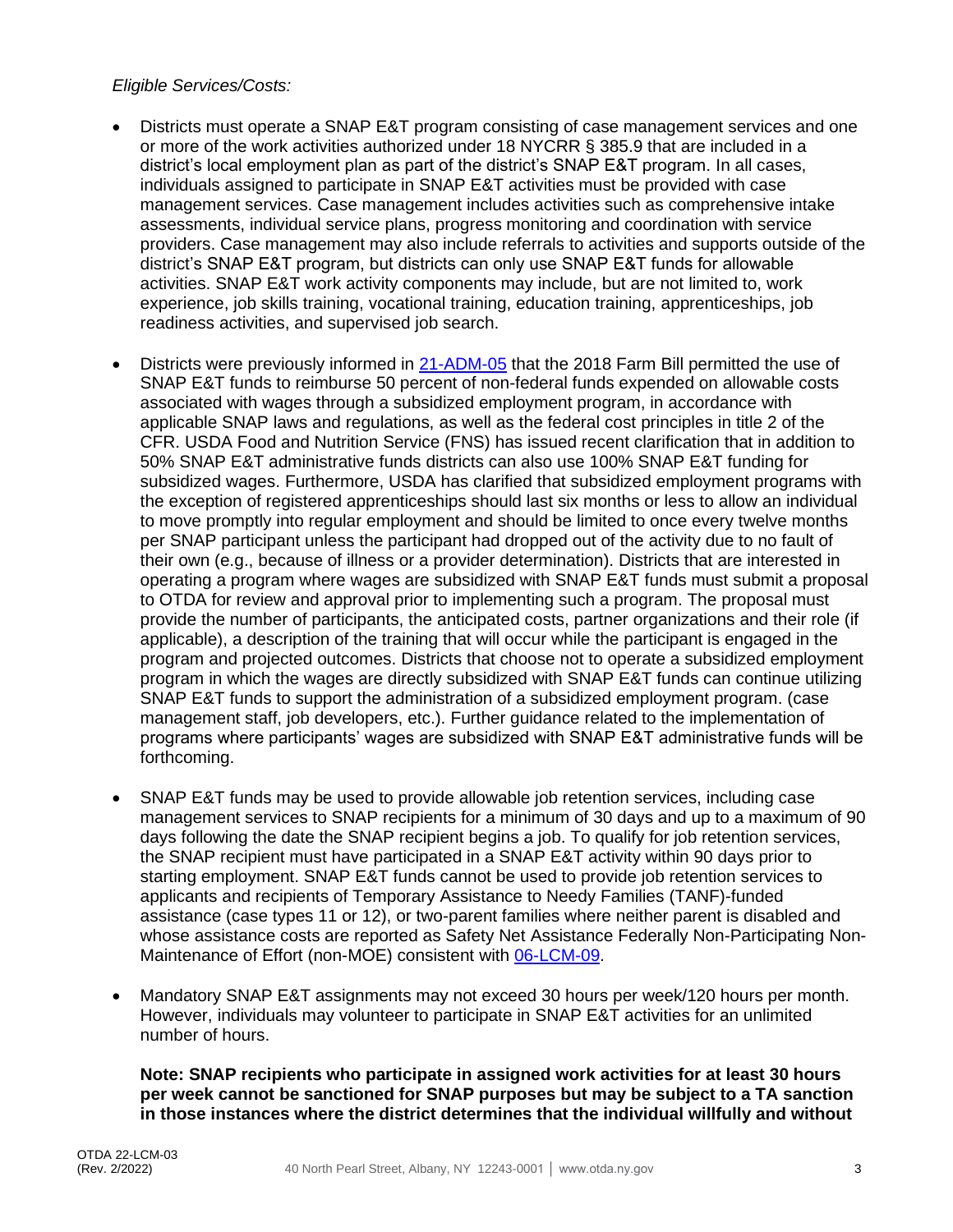*Eligible Services/Costs:*

- Districts must operate a SNAP E&T program consisting of case management services and one or more of the work activities authorized under 18 NYCRR § 385.9 that are included in a district's local employment plan as part of the district's SNAP E&T program. In all cases, individuals assigned to participate in SNAP E&T activities must be provided with case management services. Case management includes activities such as comprehensive intake assessments, individual service plans, progress monitoring and coordination with service providers. Case management may also include referrals to activities and supports outside of the district's SNAP E&T program, but districts can only use SNAP E&T funds for allowable activities. SNAP E&T work activity components may include, but are not limited to, work experience, job skills training, vocational training, education training, apprenticeships, job readiness activities, and supervised job search.

- Districts were previously informed in [21-ADM-05] that the 2018 Farm Bill permitted the use of SNAP E&T funds to reimburse 50 percent of non-federal funds expended on allowable costs associated with wages through a subsidized employment program, in accordance with applicable SNAP laws and regulations, as well as the federal cost principles in title 2 of the CFR. USDA Food and Nutrition Service (FNS) has issued recent clarification that in addition to 50% SNAP E&T administrative funds districts can also use 100% SNAP E&T funding for subsidized wages. Furthermore, USDA has clarified that subsidized employment programs with the exception of registered apprenticeships should last six months or less to allow an individual to move promptly into regular employment and should be limited to once every twelve months per SNAP participant unless the participant had dropped out of the activity due to no fault of their own (e.g., because of illness or a provider determination). Districts that are interested in operating a program where wages are subsidized with SNAP E&T funds must submit a proposal to OTDA for review and approval prior to implementing such a program. The proposal must provide the number of participants, the anticipated costs, partner organizations and their role (if applicable), a description of the training that will occur while the participant is engaged in the program and projected outcomes. Districts that choose not to operate a subsidized employment program in which the wages are directly subsidized with SNAP E&T funds can continue utilizing SNAP E&T funds to support the administration of a subsidized employment program. (case management staff, job developers, etc.). Further guidance related to the implementation of programs where participants' wages are subsidized with SNAP E&T administrative funds will be forthcoming.

- SNAP E&T funds may be used to provide allowable job retention services, including case management services to SNAP recipients for a minimum of 30 days and up to a maximum of 90 days following the date the SNAP recipient begins a job. To qualify for job retention services, the SNAP recipient must have participated in a SNAP E&T activity within 90 days prior to starting employment. SNAP E&T funds cannot be used to provide job retention services to applicants and recipients of Temporary Assistance to Needy Families (TANF)-funded assistance (case types 11 or 12), or two-parent families where neither parent is disabled and whose assistance costs are reported as Safety Net Assistance Federally Non-Participating Non-Maintenance of Effort (non-MOE) consistent with [06-LCM-09].

- Mandatory SNAP E&T assignments may not exceed 30 hours per week/120 hours per month. However, individuals may volunteer to participate in SNAP E&T activities for an unlimited number of hours.

  **Note: SNAP recipients who participate in assigned work activities for at least 30 hours per week cannot be sanctioned for SNAP purposes but may be subject to a TA sanction in those instances where the district determines that the individual willfully and without**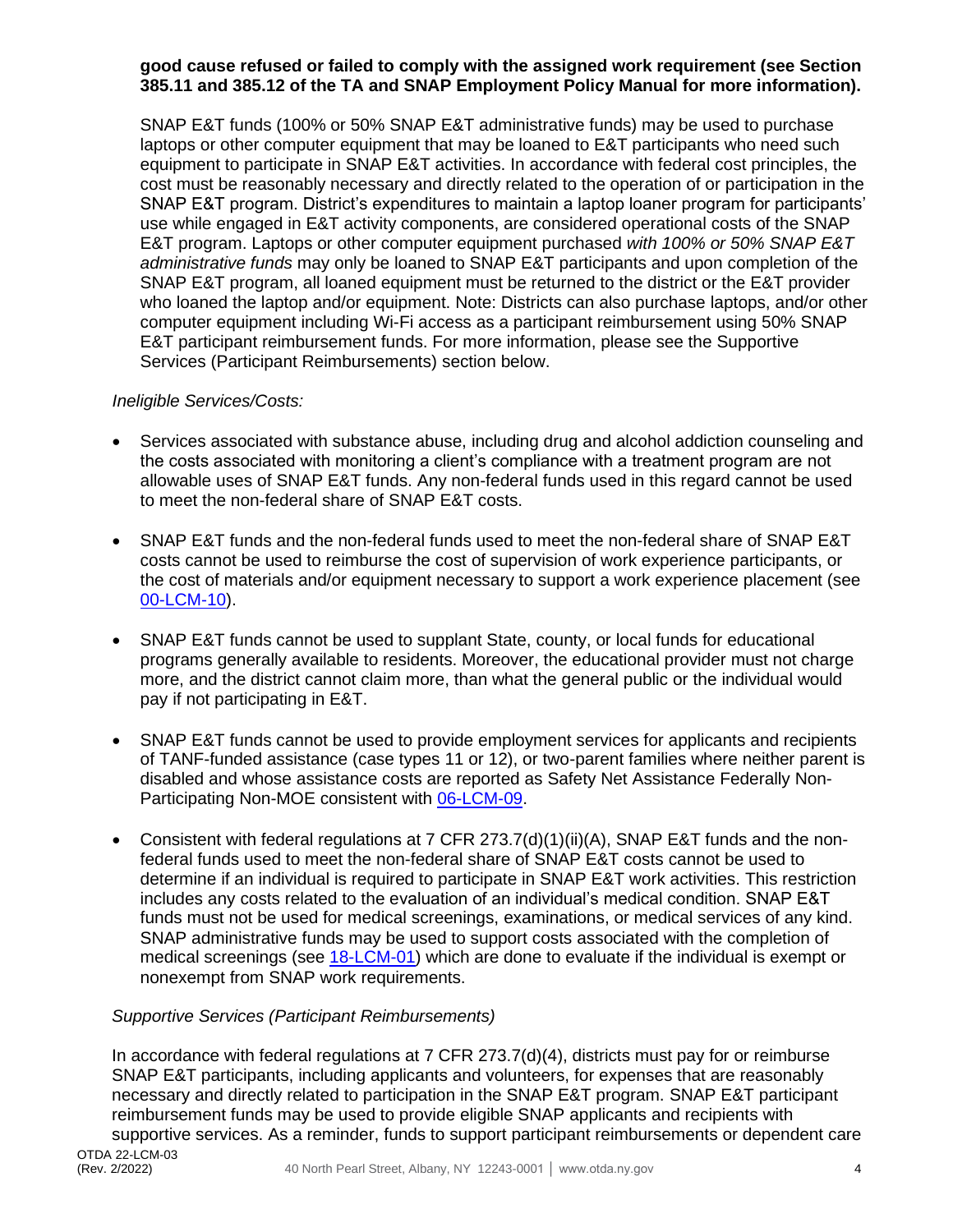**good cause refused or failed to comply with the assigned work requirement (see Section 385.11 and 385.12 of the TA and SNAP Employment Policy Manual for more information).**

SNAP E&T funds (100% or 50% SNAP E&T administrative funds) may be used to purchase laptops or other computer equipment that may be loaned to E&T participants who need such equipment to participate in SNAP E&T activities. In accordance with federal cost principles, the cost must be reasonably necessary and directly related to the operation of or participation in the SNAP E&T program. District's expenditures to maintain a laptop loaner program for participants' use while engaged in E&T activity components, are considered operational costs of the SNAP E&T program. Laptops or other computer equipment purchased *with 100% or 50% SNAP E&T administrative funds* may only be loaned to SNAP E&T participants and upon completion of the SNAP E&T program, all loaned equipment must be returned to the district or the E&T provider who loaned the laptop and/or equipment. Note: Districts can also purchase laptops, and/or other computer equipment including Wi-Fi access as a participant reimbursement using 50% SNAP E&T participant reimbursement funds. For more information, please see the Supportive Services (Participant Reimbursements) section below.

*Ineligible Services/Costs:*

- Services associated with substance abuse, including drug and alcohol addiction counseling and the costs associated with monitoring a client's compliance with a treatment program are not allowable uses of SNAP E&T funds. Any non-federal funds used in this regard cannot be used to meet the non-federal share of SNAP E&T costs.

- SNAP E&T funds and the non-federal funds used to meet the non-federal share of SNAP E&T costs cannot be used to reimburse the cost of supervision of work experience participants, or the cost of materials and/or equipment necessary to support a work experience placement (see 00-LCM-10).

- SNAP E&T funds cannot be used to supplant State, county, or local funds for educational programs generally available to residents. Moreover, the educational provider must not charge more, and the district cannot claim more, than what the general public or the individual would pay if not participating in E&T.

- SNAP E&T funds cannot be used to provide employment services for applicants and recipients of TANF-funded assistance (case types 11 or 12), or two-parent families where neither parent is disabled and whose assistance costs are reported as Safety Net Assistance Federally Non-Participating Non-MOE consistent with 06-LCM-09.

- Consistent with federal regulations at 7 CFR 273.7(d)(1)(ii)(A), SNAP E&T funds and the non-federal funds used to meet the non-federal share of SNAP E&T costs cannot be used to determine if an individual is required to participate in SNAP E&T work activities. This restriction includes any costs related to the evaluation of an individual's medical condition. SNAP E&T funds must not be used for medical screenings, examinations, or medical services of any kind. SNAP administrative funds may be used to support costs associated with the completion of medical screenings (see 18-LCM-01) which are done to evaluate if the individual is exempt or nonexempt from SNAP work requirements.

*Supportive Services (Participant Reimbursements)*

In accordance with federal regulations at 7 CFR 273.7(d)(4), districts must pay for or reimburse SNAP E&T participants, including applicants and volunteers, for expenses that are reasonably necessary and directly related to participation in the SNAP E&T program. SNAP E&T participant reimbursement funds may be used to provide eligible SNAP applicants and recipients with supportive services. As a reminder, funds to support participant reimbursements or dependent care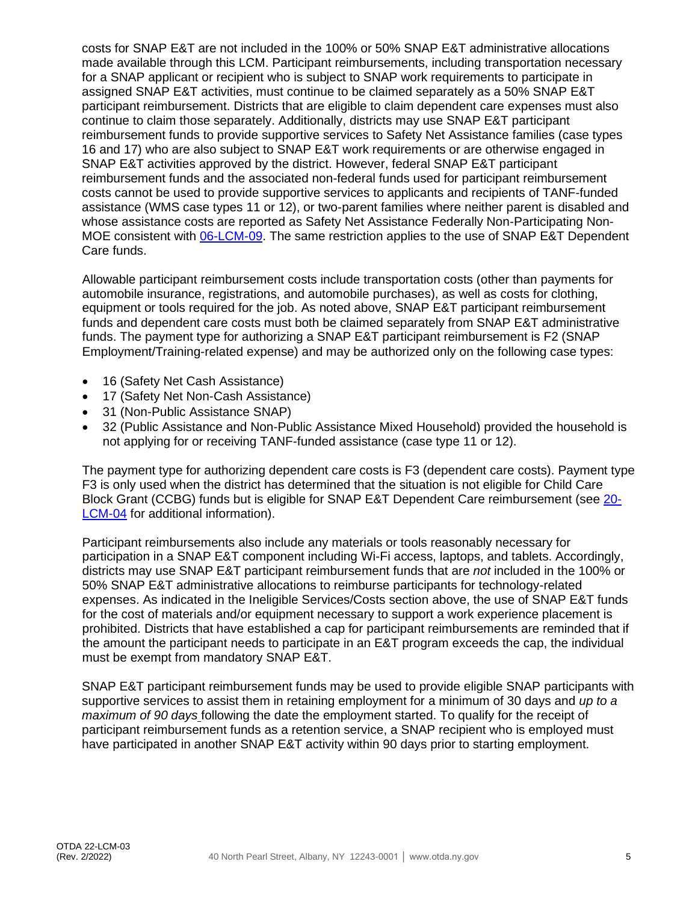costs for SNAP E&T are not included in the 100% or 50% SNAP E&T administrative allocations made available through this LCM. Participant reimbursements, including transportation necessary for a SNAP applicant or recipient who is subject to SNAP work requirements to participate in assigned SNAP E&T activities, must continue to be claimed separately as a 50% SNAP E&T participant reimbursement. Districts that are eligible to claim dependent care expenses must also continue to claim those separately. Additionally, districts may use SNAP E&T participant reimbursement funds to provide supportive services to Safety Net Assistance families (case types 16 and 17) who are also subject to SNAP E&T work requirements or are otherwise engaged in SNAP E&T activities approved by the district. However, federal SNAP E&T participant reimbursement funds and the associated non-federal funds used for participant reimbursement costs cannot be used to provide supportive services to applicants and recipients of TANF-funded assistance (WMS case types 11 or 12), or two-parent families where neither parent is disabled and whose assistance costs are reported as Safety Net Assistance Federally Non-Participating Non-MOE consistent with 06-LCM-09. The same restriction applies to the use of SNAP E&T Dependent Care funds.

Allowable participant reimbursement costs include transportation costs (other than payments for automobile insurance, registrations, and automobile purchases), as well as costs for clothing, equipment or tools required for the job. As noted above, SNAP E&T participant reimbursement funds and dependent care costs must both be claimed separately from SNAP E&T administrative funds. The payment type for authorizing a SNAP E&T participant reimbursement is F2 (SNAP Employment/Training-related expense) and may be authorized only on the following case types:

- 16 (Safety Net Cash Assistance)
- 17 (Safety Net Non-Cash Assistance)
- 31 (Non-Public Assistance SNAP)
- 32 (Public Assistance and Non-Public Assistance Mixed Household) provided the household is not applying for or receiving TANF-funded assistance (case type 11 or 12).

The payment type for authorizing dependent care costs is F3 (dependent care costs). Payment type F3 is only used when the district has determined that the situation is not eligible for Child Care Block Grant (CCBG) funds but is eligible for SNAP E&T Dependent Care reimbursement (see 20-LCM-04 for additional information).

Participant reimbursements also include any materials or tools reasonably necessary for participation in a SNAP E&T component including Wi-Fi access, laptops, and tablets. Accordingly, districts may use SNAP E&T participant reimbursement funds that are *not* included in the 100% or 50% SNAP E&T administrative allocations to reimburse participants for technology-related expenses. As indicated in the Ineligible Services/Costs section above, the use of SNAP E&T funds for the cost of materials and/or equipment necessary to support a work experience placement is prohibited. Districts that have established a cap for participant reimbursements are reminded that if the amount the participant needs to participate in an E&T program exceeds the cap, the individual must be exempt from mandatory SNAP E&T.

SNAP E&T participant reimbursement funds may be used to provide eligible SNAP participants with supportive services to assist them in retaining employment for a minimum of 30 days and *up to a maximum of 90 days* following the date the employment started. To qualify for the receipt of participant reimbursement funds as a retention service, a SNAP recipient who is employed must have participated in another SNAP E&T activity within 90 days prior to starting employment.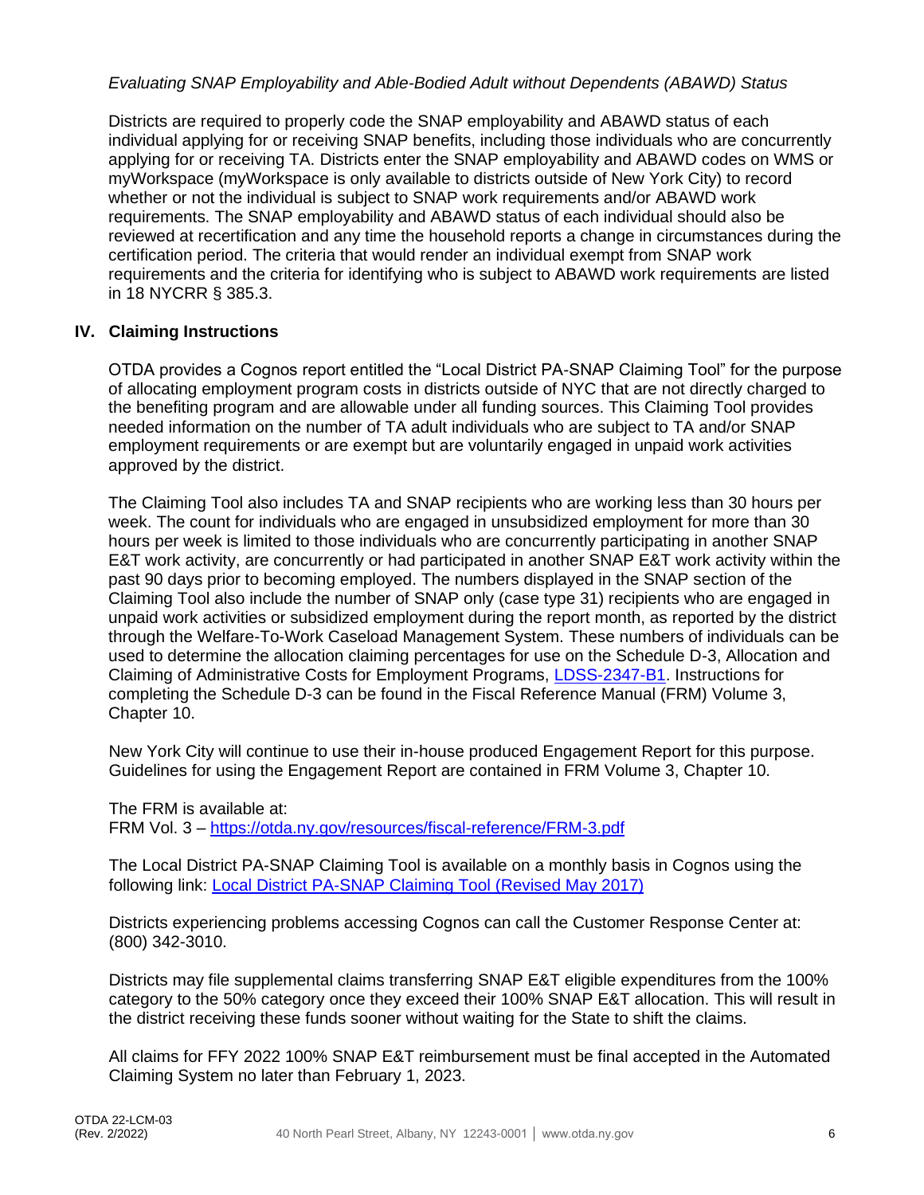*Evaluating SNAP Employability and Able-Bodied Adult without Dependents (ABAWD) Status*

Districts are required to properly code the SNAP employability and ABAWD status of each individual applying for or receiving SNAP benefits, including those individuals who are concurrently applying for or receiving TA. Districts enter the SNAP employability and ABAWD codes on WMS or myWorkspace (myWorkspace is only available to districts outside of New York City) to record whether or not the individual is subject to SNAP work requirements and/or ABAWD work requirements. The SNAP employability and ABAWD status of each individual should also be reviewed at recertification and any time the household reports a change in circumstances during the certification period. The criteria that would render an individual exempt from SNAP work requirements and the criteria for identifying who is subject to ABAWD work requirements are listed in 18 NYCRR § 385.3.

## IV. Claiming Instructions

OTDA provides a Cognos report entitled the "Local District PA-SNAP Claiming Tool" for the purpose of allocating employment program costs in districts outside of NYC that are not directly charged to the benefiting program and are allowable under all funding sources. This Claiming Tool provides needed information on the number of TA adult individuals who are subject to TA and/or SNAP employment requirements or are exempt but are voluntarily engaged in unpaid work activities approved by the district.

The Claiming Tool also includes TA and SNAP recipients who are working less than 30 hours per week. The count for individuals who are engaged in unsubsidized employment for more than 30 hours per week is limited to those individuals who are concurrently participating in another SNAP E&T work activity, are concurrently or had participated in another SNAP E&T work activity within the past 90 days prior to becoming employed. The numbers displayed in the SNAP section of the Claiming Tool also include the number of SNAP only (case type 31) recipients who are engaged in unpaid work activities or subsidized employment during the report month, as reported by the district through the Welfare-To-Work Caseload Management System. These numbers of individuals can be used to determine the allocation claiming percentages for use on the Schedule D-3, Allocation and Claiming of Administrative Costs for Employment Programs, [LDSS-2347-B1](). Instructions for completing the Schedule D-3 can be found in the Fiscal Reference Manual (FRM) Volume 3, Chapter 10.

New York City will continue to use their in-house produced Engagement Report for this purpose. Guidelines for using the Engagement Report are contained in FRM Volume 3, Chapter 10.

The FRM is available at:
FRM Vol. 3 – [https://otda.ny.gov/resources/fiscal-reference/FRM-3.pdf](https://otda.ny.gov/resources/fiscal-reference/FRM-3.pdf)

The Local District PA-SNAP Claiming Tool is available on a monthly basis in Cognos using the following link: [Local District PA-SNAP Claiming Tool (Revised May 2017)]()

Districts experiencing problems accessing Cognos can call the Customer Response Center at: (800) 342-3010.

Districts may file supplemental claims transferring SNAP E&T eligible expenditures from the 100% category to the 50% category once they exceed their 100% SNAP E&T allocation. This will result in the district receiving these funds sooner without waiting for the State to shift the claims.

All claims for FFY 2022 100% SNAP E&T reimbursement must be final accepted in the Automated Claiming System no later than February 1, 2023.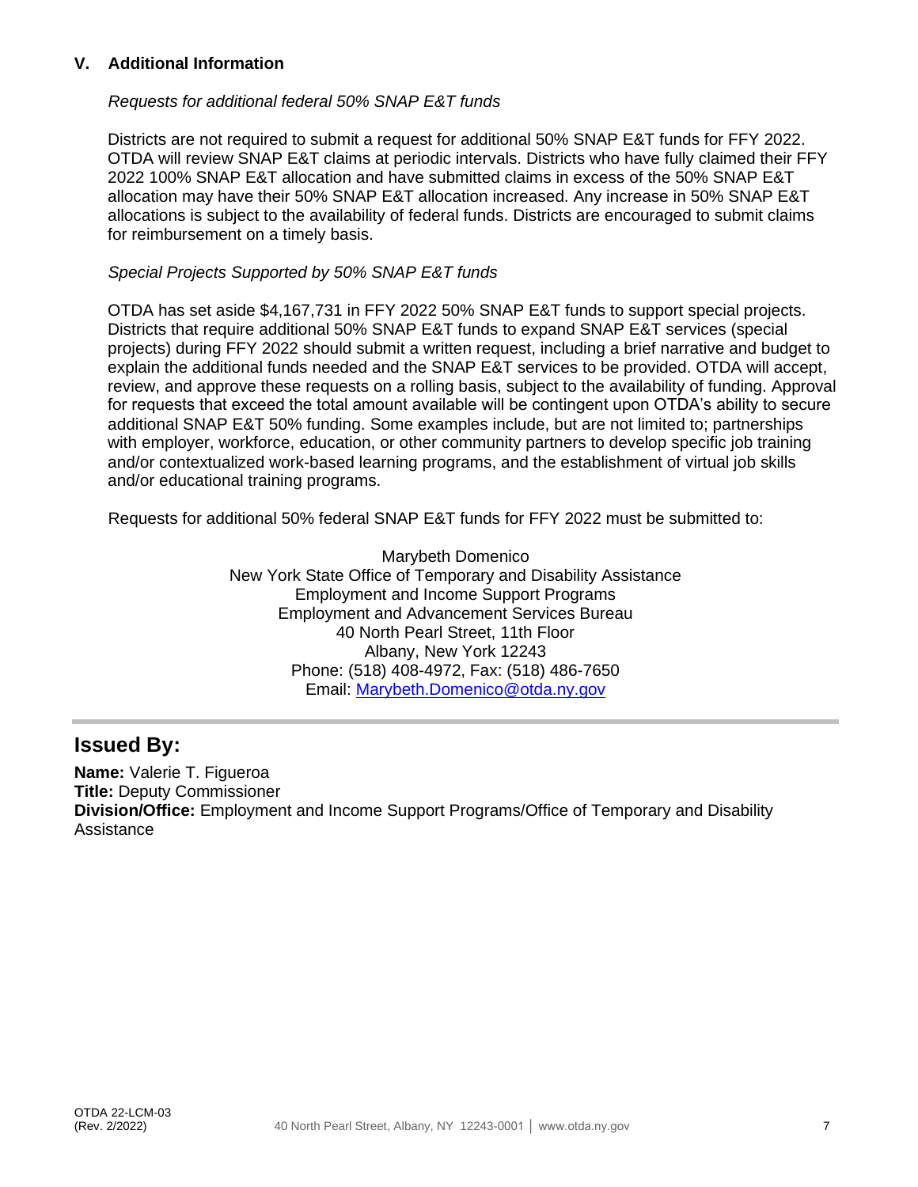## V. Additional Information

*Requests for additional federal 50% SNAP E&T funds*

Districts are not required to submit a request for additional 50% SNAP E&T funds for FFY 2022. OTDA will review SNAP E&T claims at periodic intervals. Districts who have fully claimed their FFY 2022 100% SNAP E&T allocation and have submitted claims in excess of the 50% SNAP E&T allocation may have their 50% SNAP E&T allocation increased. Any increase in 50% SNAP E&T allocations is subject to the availability of federal funds. Districts are encouraged to submit claims for reimbursement on a timely basis.

*Special Projects Supported by 50% SNAP E&T funds*

OTDA has set aside $4,167,731 in FFY 2022 50% SNAP E&T funds to support special projects. Districts that require additional 50% SNAP E&T funds to expand SNAP E&T services (special projects) during FFY 2022 should submit a written request, including a brief narrative and budget to explain the additional funds needed and the SNAP E&T services to be provided. OTDA will accept, review, and approve these requests on a rolling basis, subject to the availability of funding. Approval for requests that exceed the total amount available will be contingent upon OTDA's ability to secure additional SNAP E&T 50% funding. Some examples include, but are not limited to; partnerships with employer, workforce, education, or other community partners to develop specific job training and/or contextualized work-based learning programs, and the establishment of virtual job skills and/or educational training programs.

Requests for additional 50% federal SNAP E&T funds for FFY 2022 must be submitted to:

Marybeth Domenico
New York State Office of Temporary and Disability Assistance
Employment and Income Support Programs
Employment and Advancement Services Bureau
40 North Pearl Street, 11th Floor
Albany, New York 12243
Phone: (518) 408-4972, Fax: (518) 486-7650
Email: Marybeth.Domenico@otda.ny.gov

---

## Issued By:

**Name:** Valerie T. Figueroa
**Title:** Deputy Commissioner
**Division/Office:** Employment and Income Support Programs/Office of Temporary and Disability Assistance